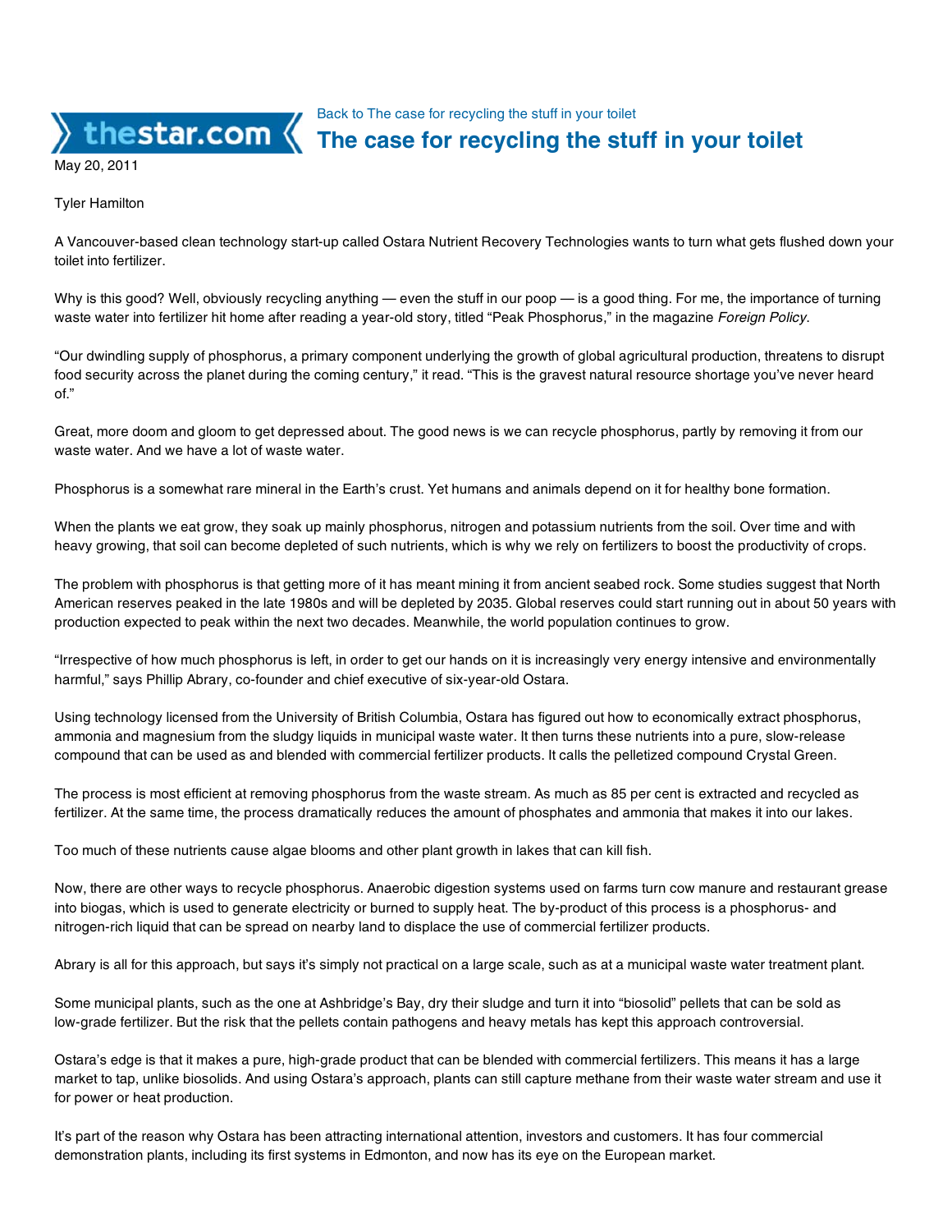Back to The case for recycling the stuff in your toilet

# The case for recycling the stuff in your toilet

May 20, 2011

Tyler Hamilton

A Vancouver-based clean technology start-up called Ostara Nutrient Recovery Technologies wants to turn what gets flushed down your toilet into fertilizer.

Why is this good? Well, obviously recycling anything — even the stuff in our poop — is a good thing. For me, the importance of turning waste water into fertilizer hit home after reading a year-old story, titled "Peak Phosphorus," in the magazine *Foreign Policy*.

"Our dwindling supply of phosphorus, a primary component underlying the growth of global agricultural production, threatens to disrupt food security across the planet during the coming century," it read. "This is the gravest natural resource shortage you've never heard of."

Great, more doom and gloom to get depressed about. The good news is we can recycle phosphorus, partly by removing it from our waste water. And we have a lot of waste water.

Phosphorus is a somewhat rare mineral in the Earth's crust. Yet humans and animals depend on it for healthy bone formation.

When the plants we eat grow, they soak up mainly phosphorus, nitrogen and potassium nutrients from the soil. Over time and with heavy growing, that soil can become depleted of such nutrients, which is why we rely on fertilizers to boost the productivity of crops.

The problem with phosphorus is that getting more of it has meant mining it from ancient seabed rock. Some studies suggest that North American reserves peaked in the late 1980s and will be depleted by 2035. Global reserves could start running out in about 50 years with production expected to peak within the next two decades. Meanwhile, the world population continues to grow.

"Irrespective of how much phosphorus is left, in order to get our hands on it is increasingly very energy intensive and environmentally harmful," says Phillip Abrary, co-founder and chief executive of six-year-old Ostara.

Using technology licensed from the University of British Columbia, Ostara has figured out how to economically extract phosphorus, ammonia and magnesium from the sludgy liquids in municipal waste water. It then turns these nutrients into a pure, slow-release compound that can be used as and blended with commercial fertilizer products. It calls the pelletized compound Crystal Green.

The process is most efficient at removing phosphorus from the waste stream. As much as 85 per cent is extracted and recycled as fertilizer. At the same time, the process dramatically reduces the amount of phosphates and ammonia that makes it into our lakes.

Too much of these nutrients cause algae blooms and other plant growth in lakes that can kill fish.

Now, there are other ways to recycle phosphorus. Anaerobic digestion systems used on farms turn cow manure and restaurant grease into biogas, which is used to generate electricity or burned to supply heat. The by-product of this process is a phosphorus- and nitrogen-rich liquid that can be spread on nearby land to displace the use of commercial fertilizer products.

Abrary is all for this approach, but says it's simply not practical on a large scale, such as at a municipal waste water treatment plant.

Some municipal plants, such as the one at Ashbridge's Bay, dry their sludge and turn it into "biosolid" pellets that can be sold as low-grade fertilizer. But the risk that the pellets contain pathogens and heavy metals has kept this approach controversial.

Ostara's edge is that it makes a pure, high-grade product that can be blended with commercial fertilizers. This means it has a large market to tap, unlike biosolids. And using Ostara's approach, plants can still capture methane from their waste water stream and use it for power or heat production.

It's part of the reason why Ostara has been attracting international attention, investors and customers. It has four commercial demonstration plants, including its first systems in Edmonton, and now has its eye on the European market.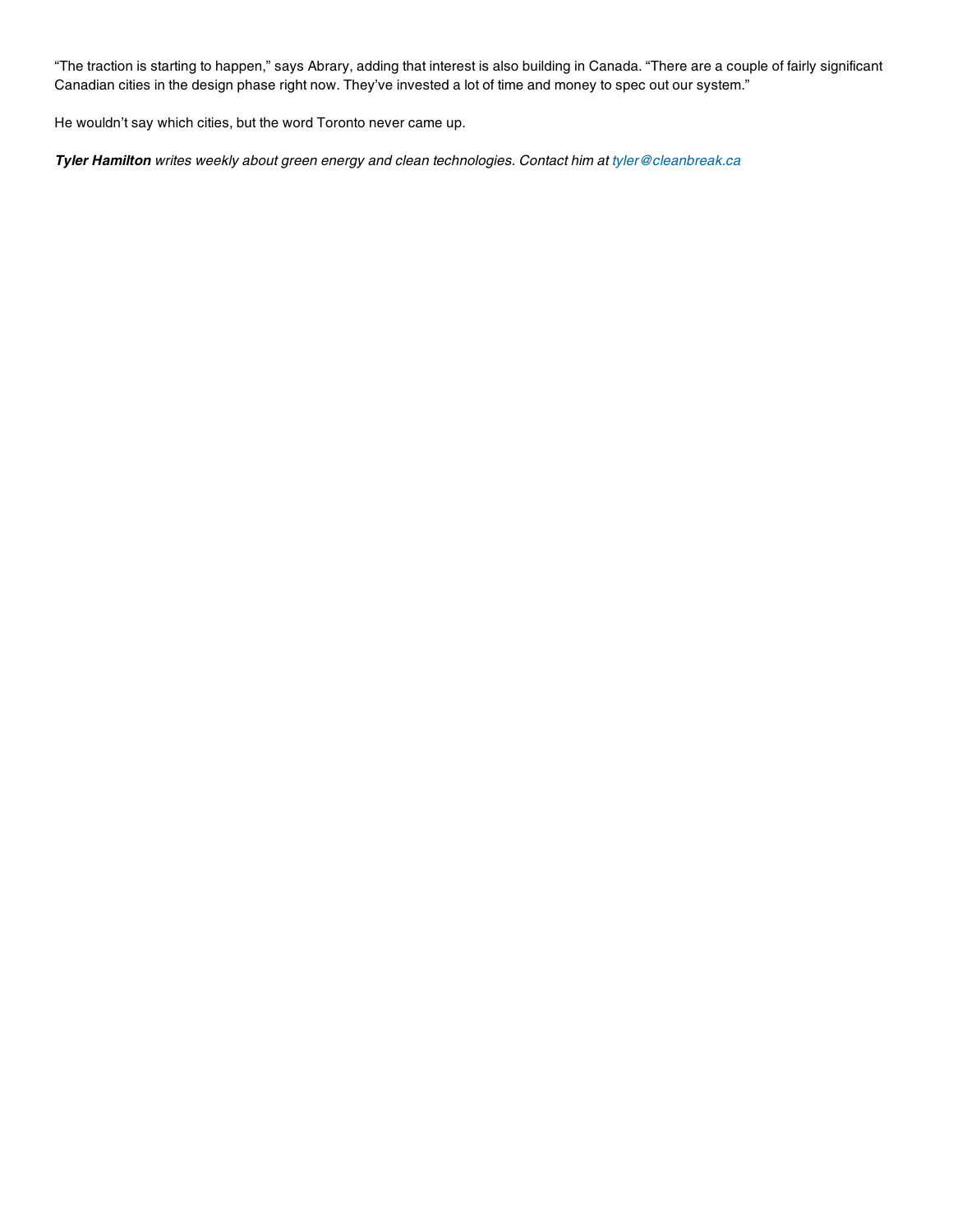“The traction is starting to happen,” says Abrary, adding that interest is also building in Canada. “There are a couple of fairly significant Canadian cities in the design phase right now. They’ve invested a lot of time and money to spec out our system.”

He wouldn’t say which cities, but the word Toronto never came up.

***Tyler Hamilton*** *writes weekly about green energy and clean technologies. Contact him at tyler@cleanbreak.ca*